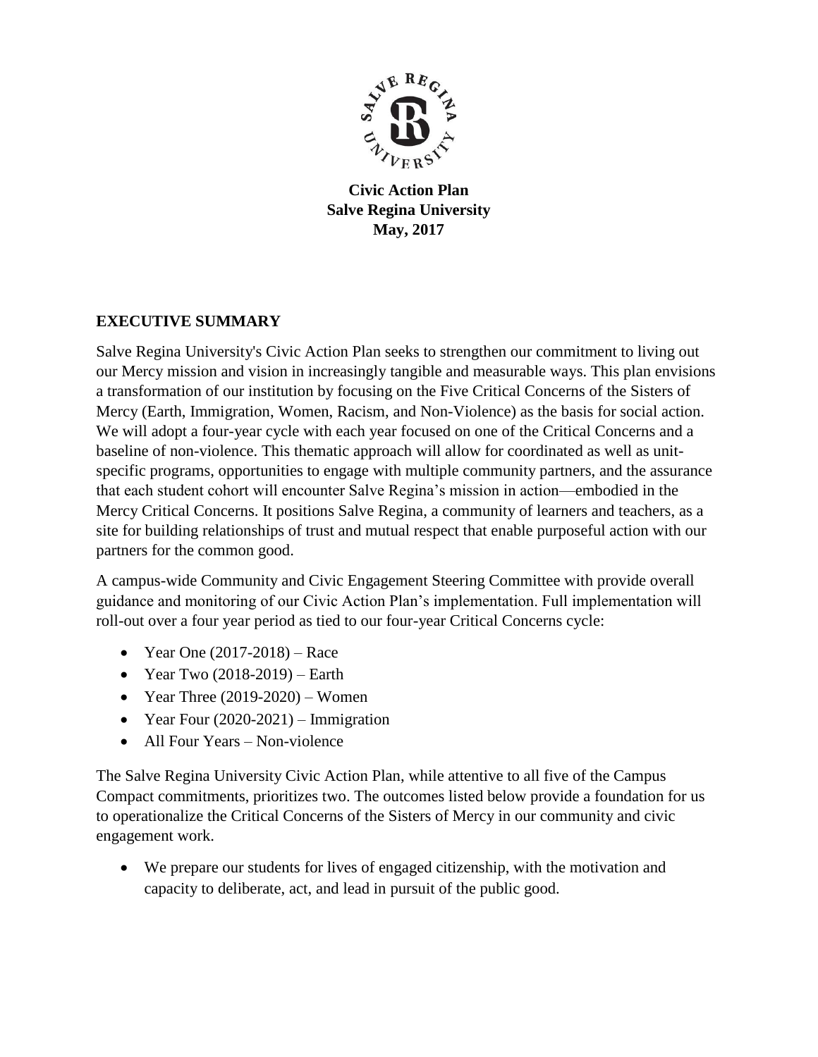**Civic Action Plan**
**Salve Regina University**
**May, 2017**

## EXECUTIVE SUMMARY

Salve Regina University's Civic Action Plan seeks to strengthen our commitment to living out our Mercy mission and vision in increasingly tangible and measurable ways. This plan envisions a transformation of our institution by focusing on the Five Critical Concerns of the Sisters of Mercy (Earth, Immigration, Women, Racism, and Non-Violence) as the basis for social action. We will adopt a four-year cycle with each year focused on one of the Critical Concerns and a baseline of non-violence. This thematic approach will allow for coordinated as well as unit-specific programs, opportunities to engage with multiple community partners, and the assurance that each student cohort will encounter Salve Regina's mission in action—embodied in the Mercy Critical Concerns. It positions Salve Regina, a community of learners and teachers, as a site for building relationships of trust and mutual respect that enable purposeful action with our partners for the common good.

A campus-wide Community and Civic Engagement Steering Committee with provide overall guidance and monitoring of our Civic Action Plan's implementation. Full implementation will roll-out over a four year period as tied to our four-year Critical Concerns cycle:

- Year One (2017-2018) – Race
- Year Two (2018-2019) – Earth
- Year Three (2019-2020) – Women
- Year Four (2020-2021) – Immigration
- All Four Years – Non-violence

The Salve Regina University Civic Action Plan, while attentive to all five of the Campus Compact commitments, prioritizes two. The outcomes listed below provide a foundation for us to operationalize the Critical Concerns of the Sisters of Mercy in our community and civic engagement work.

- We prepare our students for lives of engaged citizenship, with the motivation and capacity to deliberate, act, and lead in pursuit of the public good.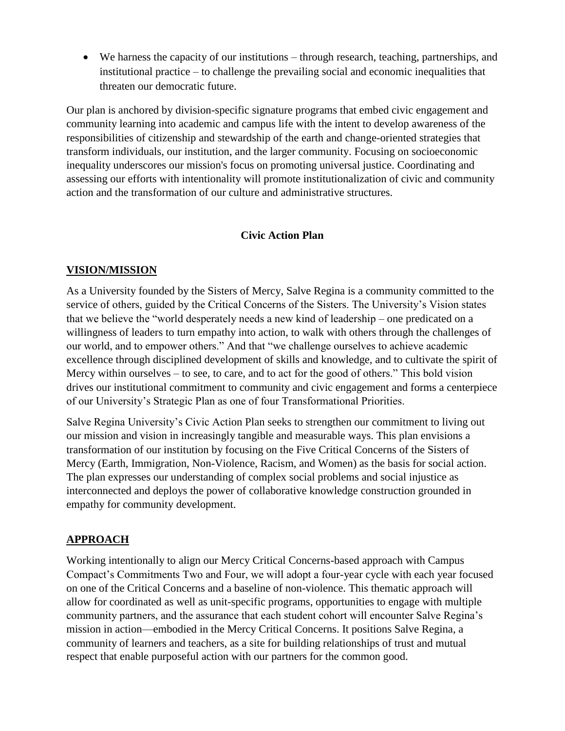- We harness the capacity of our institutions – through research, teaching, partnerships, and institutional practice – to challenge the prevailing social and economic inequalities that threaten our democratic future.

Our plan is anchored by division-specific signature programs that embed civic engagement and community learning into academic and campus life with the intent to develop awareness of the responsibilities of citizenship and stewardship of the earth and change-oriented strategies that transform individuals, our institution, and the larger community. Focusing on socioeconomic inequality underscores our mission's focus on promoting universal justice. Coordinating and assessing our efforts with intentionality will promote institutionalization of civic and community action and the transformation of our culture and administrative structures.

## Civic Action Plan

### VISION/MISSION

As a University founded by the Sisters of Mercy, Salve Regina is a community committed to the service of others, guided by the Critical Concerns of the Sisters. The University's Vision states that we believe the "world desperately needs a new kind of leadership – one predicated on a willingness of leaders to turn empathy into action, to walk with others through the challenges of our world, and to empower others." And that "we challenge ourselves to achieve academic excellence through disciplined development of skills and knowledge, and to cultivate the spirit of Mercy within ourselves – to see, to care, and to act for the good of others." This bold vision drives our institutional commitment to community and civic engagement and forms a centerpiece of our University's Strategic Plan as one of four Transformational Priorities.

Salve Regina University's Civic Action Plan seeks to strengthen our commitment to living out our mission and vision in increasingly tangible and measurable ways. This plan envisions a transformation of our institution by focusing on the Five Critical Concerns of the Sisters of Mercy (Earth, Immigration, Non-Violence, Racism, and Women) as the basis for social action. The plan expresses our understanding of complex social problems and social injustice as interconnected and deploys the power of collaborative knowledge construction grounded in empathy for community development.

### APPROACH

Working intentionally to align our Mercy Critical Concerns-based approach with Campus Compact's Commitments Two and Four, we will adopt a four-year cycle with each year focused on one of the Critical Concerns and a baseline of non-violence. This thematic approach will allow for coordinated as well as unit-specific programs, opportunities to engage with multiple community partners, and the assurance that each student cohort will encounter Salve Regina's mission in action—embodied in the Mercy Critical Concerns. It positions Salve Regina, a community of learners and teachers, as a site for building relationships of trust and mutual respect that enable purposeful action with our partners for the common good.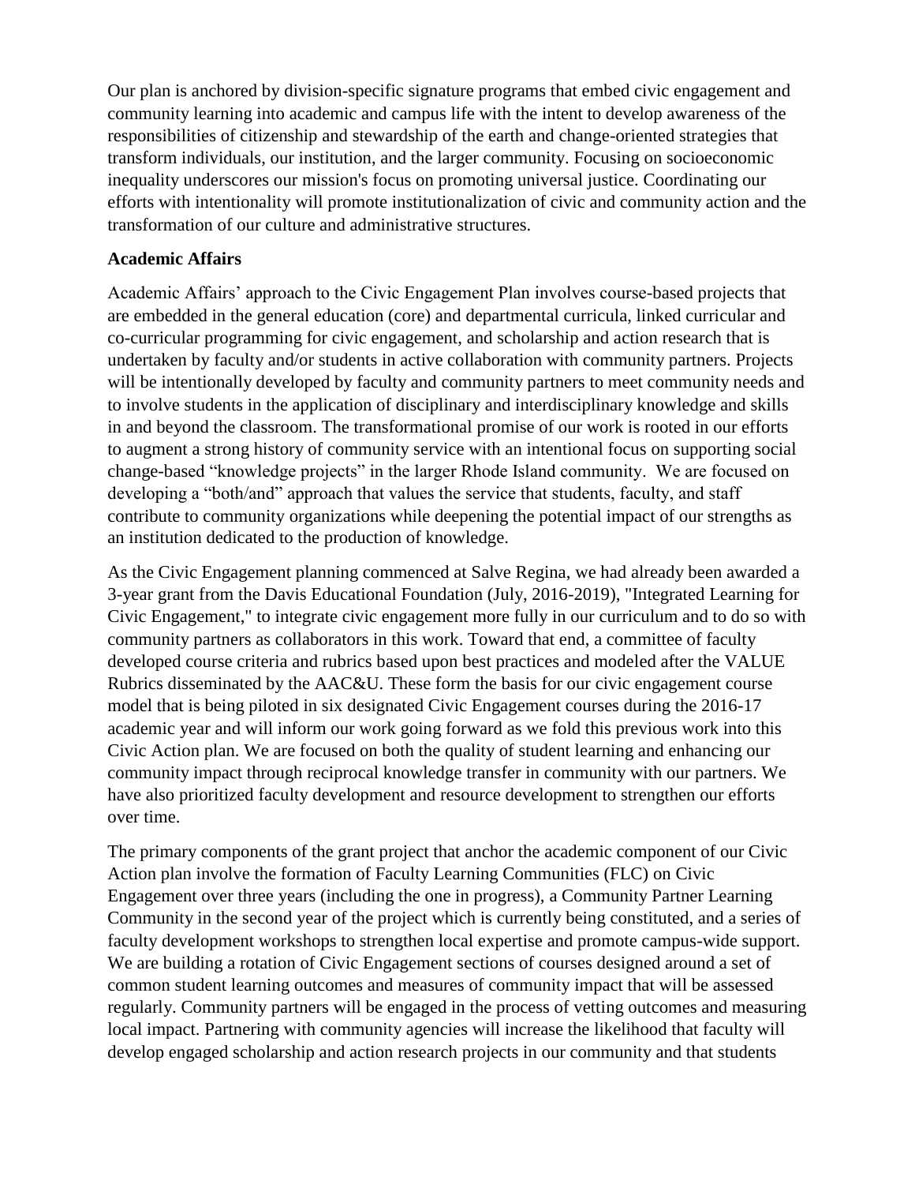Our plan is anchored by division-specific signature programs that embed civic engagement and community learning into academic and campus life with the intent to develop awareness of the responsibilities of citizenship and stewardship of the earth and change-oriented strategies that transform individuals, our institution, and the larger community. Focusing on socioeconomic inequality underscores our mission's focus on promoting universal justice. Coordinating our efforts with intentionality will promote institutionalization of civic and community action and the transformation of our culture and administrative structures.

**Academic Affairs**

Academic Affairs' approach to the Civic Engagement Plan involves course-based projects that are embedded in the general education (core) and departmental curricula, linked curricular and co-curricular programming for civic engagement, and scholarship and action research that is undertaken by faculty and/or students in active collaboration with community partners. Projects will be intentionally developed by faculty and community partners to meet community needs and to involve students in the application of disciplinary and interdisciplinary knowledge and skills in and beyond the classroom. The transformational promise of our work is rooted in our efforts to augment a strong history of community service with an intentional focus on supporting social change-based "knowledge projects" in the larger Rhode Island community. We are focused on developing a "both/and" approach that values the service that students, faculty, and staff contribute to community organizations while deepening the potential impact of our strengths as an institution dedicated to the production of knowledge.

As the Civic Engagement planning commenced at Salve Regina, we had already been awarded a 3-year grant from the Davis Educational Foundation (July, 2016-2019), "Integrated Learning for Civic Engagement," to integrate civic engagement more fully in our curriculum and to do so with community partners as collaborators in this work. Toward that end, a committee of faculty developed course criteria and rubrics based upon best practices and modeled after the VALUE Rubrics disseminated by the AAC&U. These form the basis for our civic engagement course model that is being piloted in six designated Civic Engagement courses during the 2016-17 academic year and will inform our work going forward as we fold this previous work into this Civic Action plan. We are focused on both the quality of student learning and enhancing our community impact through reciprocal knowledge transfer in community with our partners. We have also prioritized faculty development and resource development to strengthen our efforts over time.

The primary components of the grant project that anchor the academic component of our Civic Action plan involve the formation of Faculty Learning Communities (FLC) on Civic Engagement over three years (including the one in progress), a Community Partner Learning Community in the second year of the project which is currently being constituted, and a series of faculty development workshops to strengthen local expertise and promote campus-wide support. We are building a rotation of Civic Engagement sections of courses designed around a set of common student learning outcomes and measures of community impact that will be assessed regularly. Community partners will be engaged in the process of vetting outcomes and measuring local impact. Partnering with community agencies will increase the likelihood that faculty will develop engaged scholarship and action research projects in our community and that students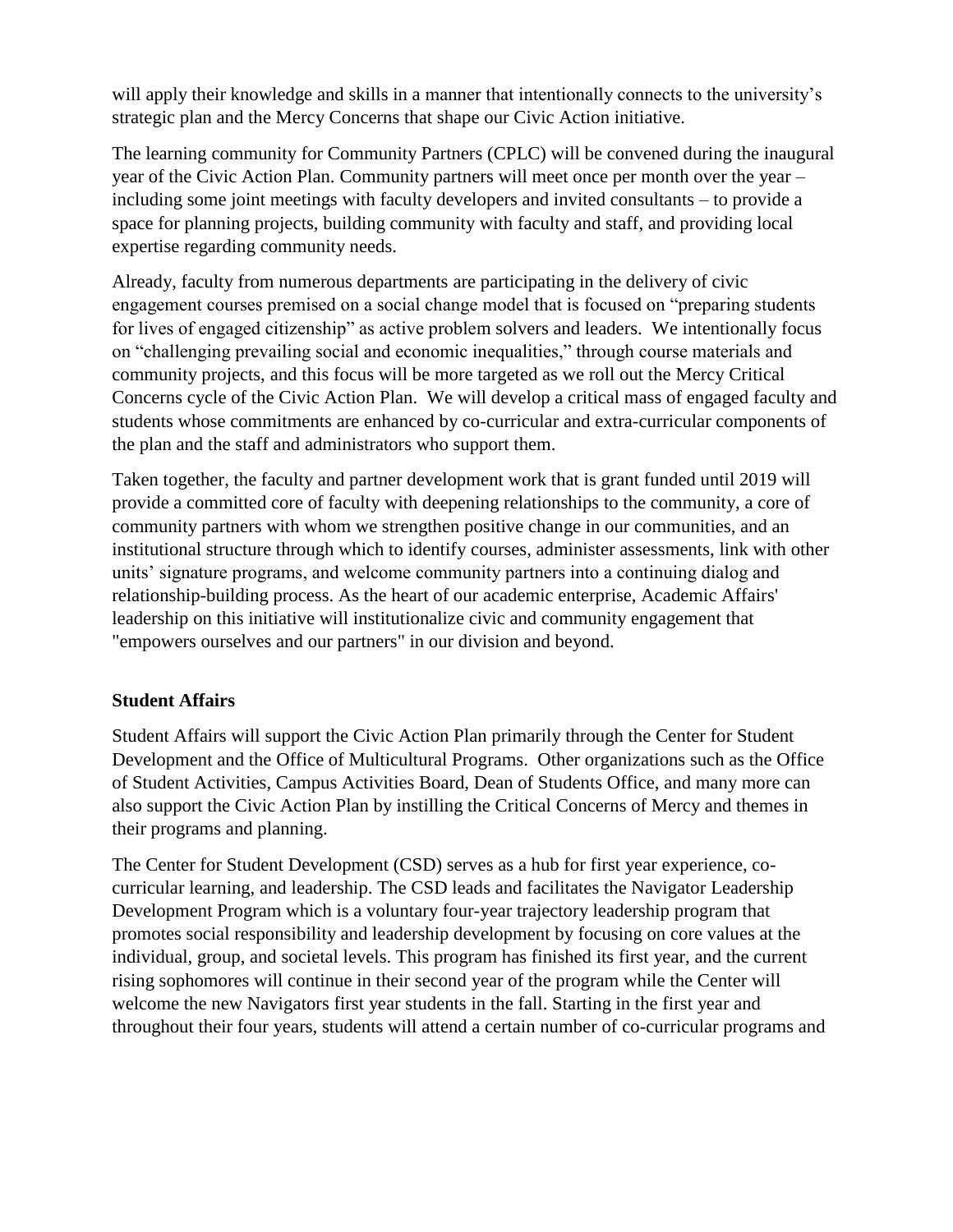will apply their knowledge and skills in a manner that intentionally connects to the university's strategic plan and the Mercy Concerns that shape our Civic Action initiative.

The learning community for Community Partners (CPLC) will be convened during the inaugural year of the Civic Action Plan. Community partners will meet once per month over the year – including some joint meetings with faculty developers and invited consultants – to provide a space for planning projects, building community with faculty and staff, and providing local expertise regarding community needs.

Already, faculty from numerous departments are participating in the delivery of civic engagement courses premised on a social change model that is focused on "preparing students for lives of engaged citizenship" as active problem solvers and leaders. We intentionally focus on "challenging prevailing social and economic inequalities," through course materials and community projects, and this focus will be more targeted as we roll out the Mercy Critical Concerns cycle of the Civic Action Plan. We will develop a critical mass of engaged faculty and students whose commitments are enhanced by co-curricular and extra-curricular components of the plan and the staff and administrators who support them.

Taken together, the faculty and partner development work that is grant funded until 2019 will provide a committed core of faculty with deepening relationships to the community, a core of community partners with whom we strengthen positive change in our communities, and an institutional structure through which to identify courses, administer assessments, link with other units' signature programs, and welcome community partners into a continuing dialog and relationship-building process. As the heart of our academic enterprise, Academic Affairs' leadership on this initiative will institutionalize civic and community engagement that "empowers ourselves and our partners" in our division and beyond.

**Student Affairs**

Student Affairs will support the Civic Action Plan primarily through the Center for Student Development and the Office of Multicultural Programs. Other organizations such as the Office of Student Activities, Campus Activities Board, Dean of Students Office, and many more can also support the Civic Action Plan by instilling the Critical Concerns of Mercy and themes in their programs and planning.

The Center for Student Development (CSD) serves as a hub for first year experience, co-curricular learning, and leadership. The CSD leads and facilitates the Navigator Leadership Development Program which is a voluntary four-year trajectory leadership program that promotes social responsibility and leadership development by focusing on core values at the individual, group, and societal levels. This program has finished its first year, and the current rising sophomores will continue in their second year of the program while the Center will welcome the new Navigators first year students in the fall. Starting in the first year and throughout their four years, students will attend a certain number of co-curricular programs and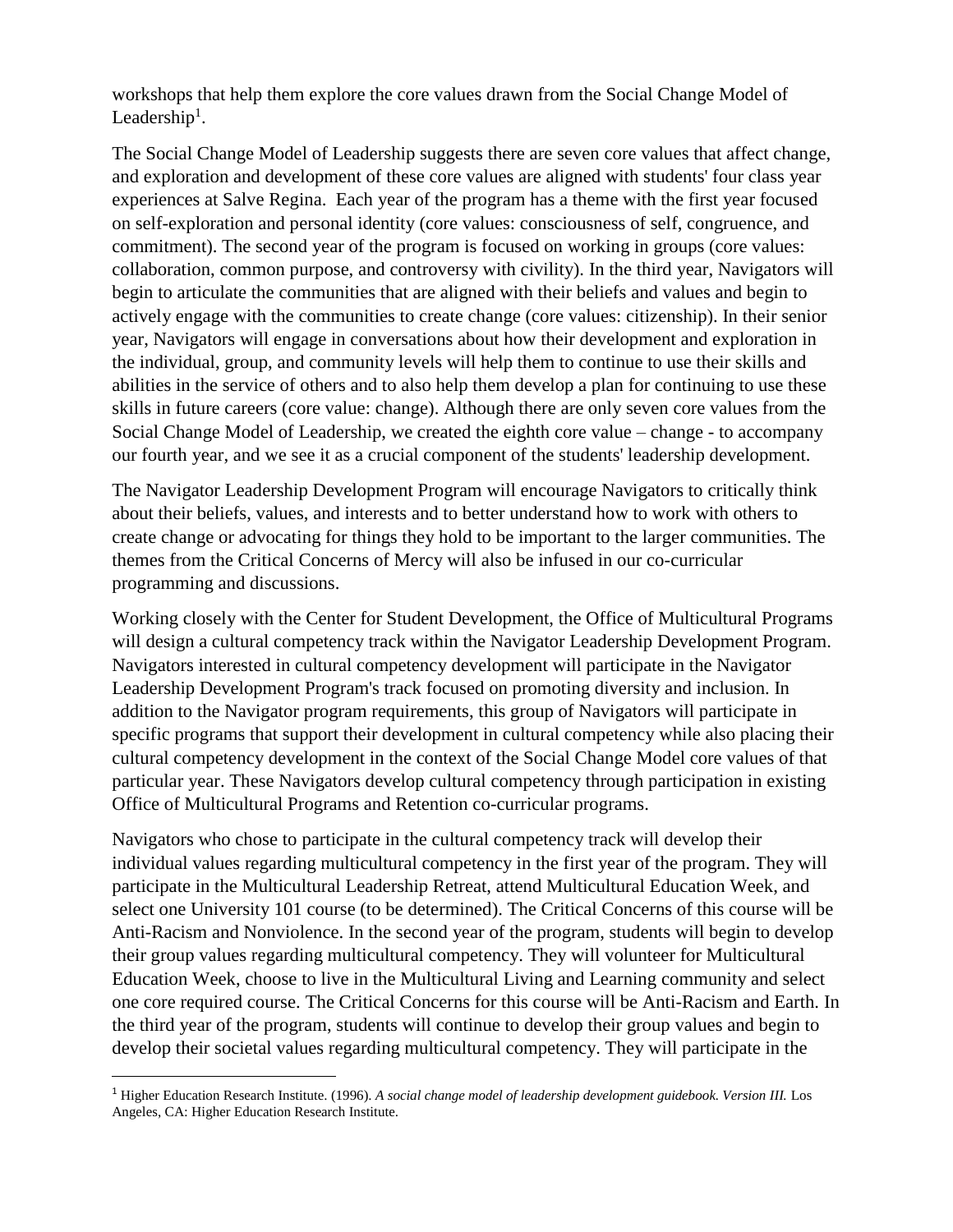workshops that help them explore the core values drawn from the Social Change Model of Leadership[1].

The Social Change Model of Leadership suggests there are seven core values that affect change, and exploration and development of these core values are aligned with students' four class year experiences at Salve Regina. Each year of the program has a theme with the first year focused on self-exploration and personal identity (core values: consciousness of self, congruence, and commitment). The second year of the program is focused on working in groups (core values: collaboration, common purpose, and controversy with civility). In the third year, Navigators will begin to articulate the communities that are aligned with their beliefs and values and begin to actively engage with the communities to create change (core values: citizenship). In their senior year, Navigators will engage in conversations about how their development and exploration in the individual, group, and community levels will help them to continue to use their skills and abilities in the service of others and to also help them develop a plan for continuing to use these skills in future careers (core value: change). Although there are only seven core values from the Social Change Model of Leadership, we created the eighth core value – change - to accompany our fourth year, and we see it as a crucial component of the students' leadership development.

The Navigator Leadership Development Program will encourage Navigators to critically think about their beliefs, values, and interests and to better understand how to work with others to create change or advocating for things they hold to be important to the larger communities. The themes from the Critical Concerns of Mercy will also be infused in our co-curricular programming and discussions.

Working closely with the Center for Student Development, the Office of Multicultural Programs will design a cultural competency track within the Navigator Leadership Development Program. Navigators interested in cultural competency development will participate in the Navigator Leadership Development Program's track focused on promoting diversity and inclusion. In addition to the Navigator program requirements, this group of Navigators will participate in specific programs that support their development in cultural competency while also placing their cultural competency development in the context of the Social Change Model core values of that particular year. These Navigators develop cultural competency through participation in existing Office of Multicultural Programs and Retention co-curricular programs.

Navigators who chose to participate in the cultural competency track will develop their individual values regarding multicultural competency in the first year of the program. They will participate in the Multicultural Leadership Retreat, attend Multicultural Education Week, and select one University 101 course (to be determined). The Critical Concerns of this course will be Anti-Racism and Nonviolence. In the second year of the program, students will begin to develop their group values regarding multicultural competency. They will volunteer for Multicultural Education Week, choose to live in the Multicultural Living and Learning community and select one core required course. The Critical Concerns for this course will be Anti-Racism and Earth. In the third year of the program, students will continue to develop their group values and begin to develop their societal values regarding multicultural competency. They will participate in the

[1] Higher Education Research Institute. (1996). *A social change model of leadership development guidebook. Version III.* Los Angeles, CA: Higher Education Research Institute.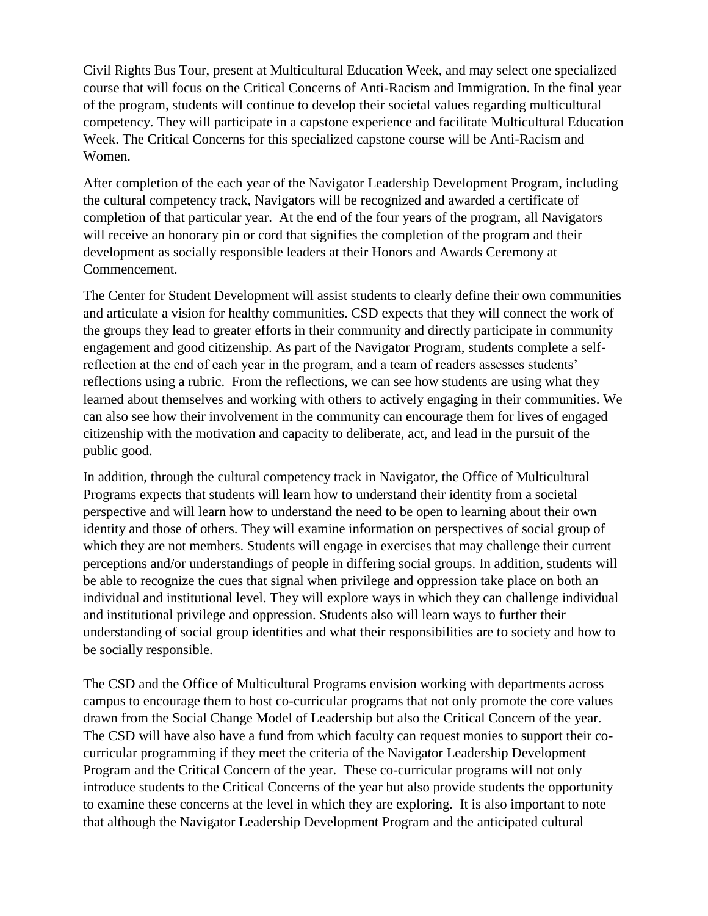Civil Rights Bus Tour, present at Multicultural Education Week, and may select one specialized course that will focus on the Critical Concerns of Anti-Racism and Immigration. In the final year of the program, students will continue to develop their societal values regarding multicultural competency. They will participate in a capstone experience and facilitate Multicultural Education Week. The Critical Concerns for this specialized capstone course will be Anti-Racism and Women.

After completion of the each year of the Navigator Leadership Development Program, including the cultural competency track, Navigators will be recognized and awarded a certificate of completion of that particular year. At the end of the four years of the program, all Navigators will receive an honorary pin or cord that signifies the completion of the program and their development as socially responsible leaders at their Honors and Awards Ceremony at Commencement.

The Center for Student Development will assist students to clearly define their own communities and articulate a vision for healthy communities. CSD expects that they will connect the work of the groups they lead to greater efforts in their community and directly participate in community engagement and good citizenship. As part of the Navigator Program, students complete a self-reflection at the end of each year in the program, and a team of readers assesses students' reflections using a rubric. From the reflections, we can see how students are using what they learned about themselves and working with others to actively engaging in their communities. We can also see how their involvement in the community can encourage them for lives of engaged citizenship with the motivation and capacity to deliberate, act, and lead in the pursuit of the public good.

In addition, through the cultural competency track in Navigator, the Office of Multicultural Programs expects that students will learn how to understand their identity from a societal perspective and will learn how to understand the need to be open to learning about their own identity and those of others. They will examine information on perspectives of social group of which they are not members. Students will engage in exercises that may challenge their current perceptions and/or understandings of people in differing social groups. In addition, students will be able to recognize the cues that signal when privilege and oppression take place on both an individual and institutional level. They will explore ways in which they can challenge individual and institutional privilege and oppression. Students also will learn ways to further their understanding of social group identities and what their responsibilities are to society and how to be socially responsible.

The CSD and the Office of Multicultural Programs envision working with departments across campus to encourage them to host co-curricular programs that not only promote the core values drawn from the Social Change Model of Leadership but also the Critical Concern of the year. The CSD will have also have a fund from which faculty can request monies to support their co-curricular programming if they meet the criteria of the Navigator Leadership Development Program and the Critical Concern of the year. These co-curricular programs will not only introduce students to the Critical Concerns of the year but also provide students the opportunity to examine these concerns at the level in which they are exploring. It is also important to note that although the Navigator Leadership Development Program and the anticipated cultural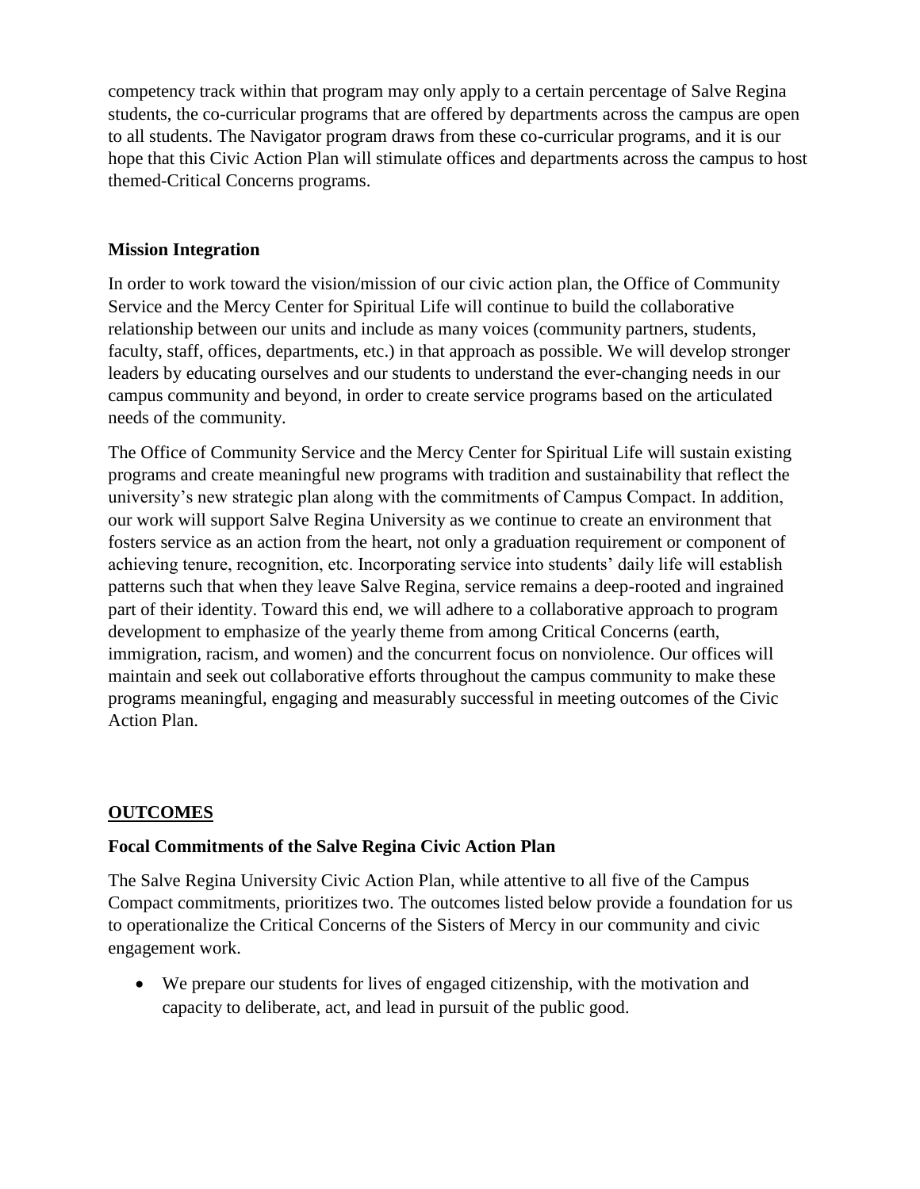competency track within that program may only apply to a certain percentage of Salve Regina students, the co-curricular programs that are offered by departments across the campus are open to all students. The Navigator program draws from these co-curricular programs, and it is our hope that this Civic Action Plan will stimulate offices and departments across the campus to host themed-Critical Concerns programs.

**Mission Integration**

In order to work toward the vision/mission of our civic action plan, the Office of Community Service and the Mercy Center for Spiritual Life will continue to build the collaborative relationship between our units and include as many voices (community partners, students, faculty, staff, offices, departments, etc.) in that approach as possible. We will develop stronger leaders by educating ourselves and our students to understand the ever-changing needs in our campus community and beyond, in order to create service programs based on the articulated needs of the community.

The Office of Community Service and the Mercy Center for Spiritual Life will sustain existing programs and create meaningful new programs with tradition and sustainability that reflect the university's new strategic plan along with the commitments of Campus Compact. In addition, our work will support Salve Regina University as we continue to create an environment that fosters service as an action from the heart, not only a graduation requirement or component of achieving tenure, recognition, etc. Incorporating service into students' daily life will establish patterns such that when they leave Salve Regina, service remains a deep-rooted and ingrained part of their identity. Toward this end, we will adhere to a collaborative approach to program development to emphasize of the yearly theme from among Critical Concerns (earth, immigration, racism, and women) and the concurrent focus on nonviolence. Our offices will maintain and seek out collaborative efforts throughout the campus community to make these programs meaningful, engaging and measurably successful in meeting outcomes of the Civic Action Plan.

## OUTCOMES

**Focal Commitments of the Salve Regina Civic Action Plan**

The Salve Regina University Civic Action Plan, while attentive to all five of the Campus Compact commitments, prioritizes two. The outcomes listed below provide a foundation for us to operationalize the Critical Concerns of the Sisters of Mercy in our community and civic engagement work.

- We prepare our students for lives of engaged citizenship, with the motivation and capacity to deliberate, act, and lead in pursuit of the public good.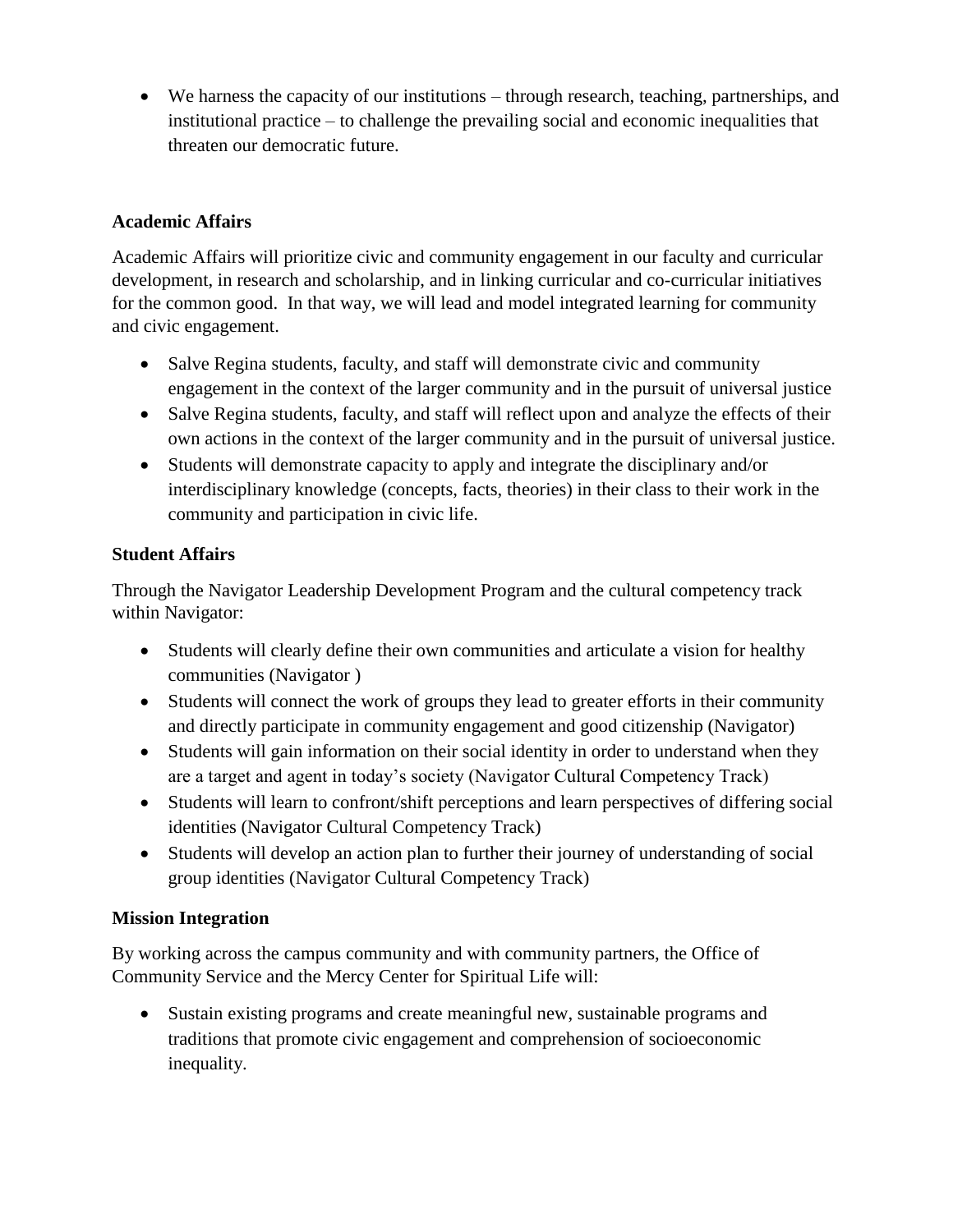- We harness the capacity of our institutions – through research, teaching, partnerships, and institutional practice – to challenge the prevailing social and economic inequalities that threaten our democratic future.

**Academic Affairs**

Academic Affairs will prioritize civic and community engagement in our faculty and curricular development, in research and scholarship, and in linking curricular and co-curricular initiatives for the common good. In that way, we will lead and model integrated learning for community and civic engagement.

- Salve Regina students, faculty, and staff will demonstrate civic and community engagement in the context of the larger community and in the pursuit of universal justice
- Salve Regina students, faculty, and staff will reflect upon and analyze the effects of their own actions in the context of the larger community and in the pursuit of universal justice.
- Students will demonstrate capacity to apply and integrate the disciplinary and/or interdisciplinary knowledge (concepts, facts, theories) in their class to their work in the community and participation in civic life.

**Student Affairs**

Through the Navigator Leadership Development Program and the cultural competency track within Navigator:

- Students will clearly define their own communities and articulate a vision for healthy communities (Navigator )
- Students will connect the work of groups they lead to greater efforts in their community and directly participate in community engagement and good citizenship (Navigator)
- Students will gain information on their social identity in order to understand when they are a target and agent in today's society (Navigator Cultural Competency Track)
- Students will learn to confront/shift perceptions and learn perspectives of differing social identities (Navigator Cultural Competency Track)
- Students will develop an action plan to further their journey of understanding of social group identities (Navigator Cultural Competency Track)

**Mission Integration**

By working across the campus community and with community partners, the Office of Community Service and the Mercy Center for Spiritual Life will:

- Sustain existing programs and create meaningful new, sustainable programs and traditions that promote civic engagement and comprehension of socioeconomic inequality.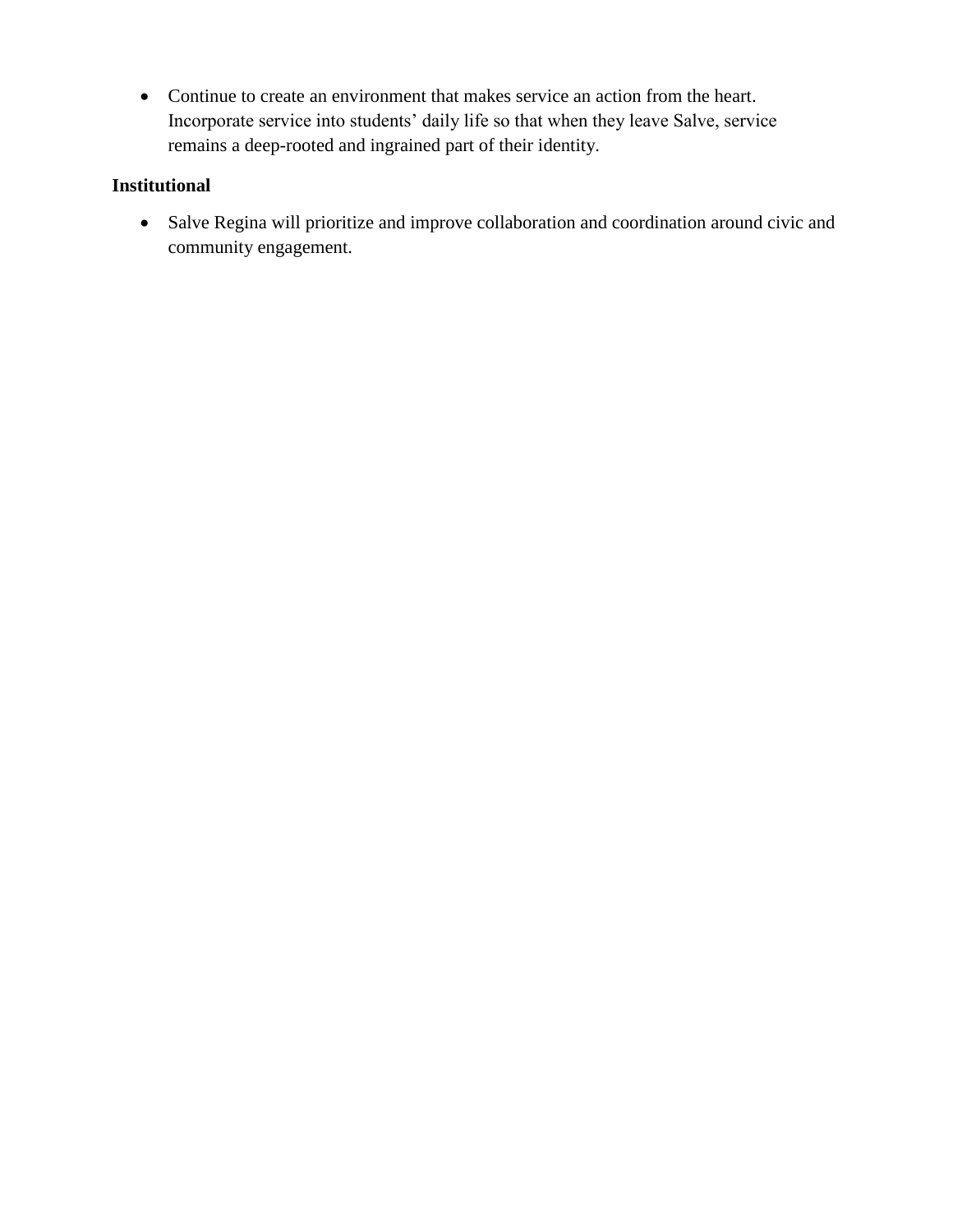- Continue to create an environment that makes service an action from the heart. Incorporate service into students' daily life so that when they leave Salve, service remains a deep-rooted and ingrained part of their identity.

**Institutional**

- Salve Regina will prioritize and improve collaboration and coordination around civic and community engagement.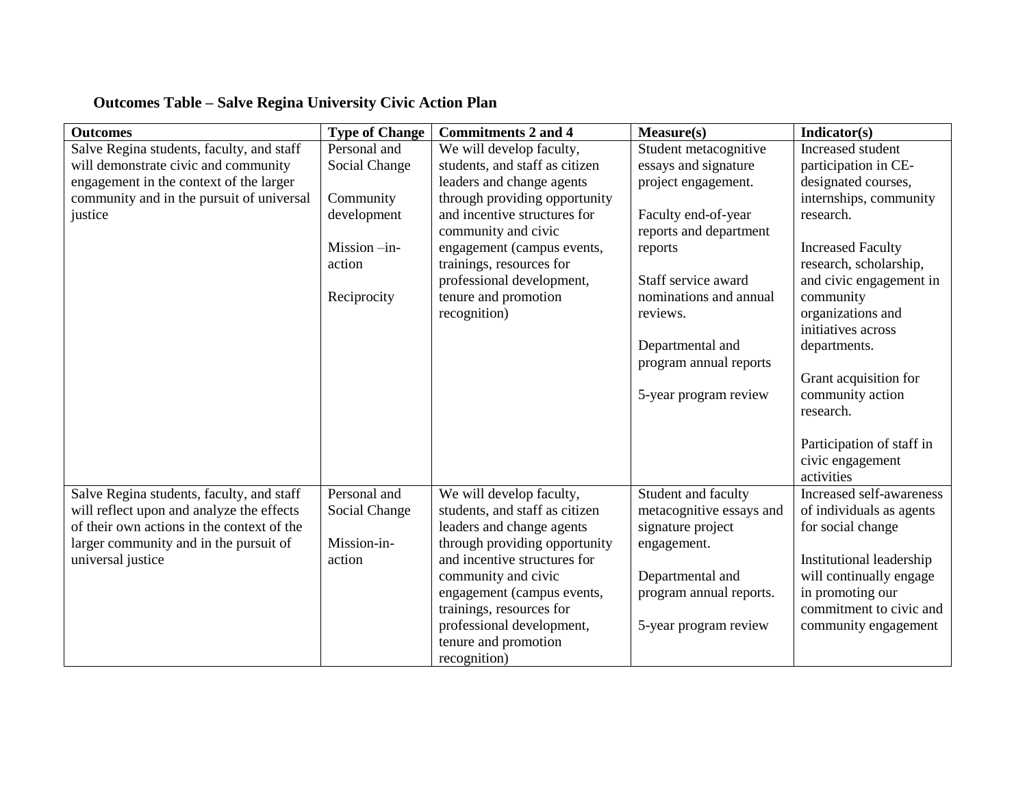**Outcomes Table – Salve Regina University Civic Action Plan**

| Outcomes | Type of Change | Commitments 2 and 4 | Measure(s) | Indicator(s) |
|---|---|---|---|---|
| Salve Regina students, faculty, and staff will demonstrate civic and community engagement in the context of the larger community and in the pursuit of universal justice | Personal and Social Change<br><br>Community development<br><br>Mission –in-action<br><br>Reciprocity | We will develop faculty, students, and staff as citizen leaders and change agents through providing opportunity and incentive structures for community and civic engagement (campus events, trainings, resources for professional development, tenure and promotion recognition) | Student metacognitive essays and signature project engagement.<br><br>Faculty end-of-year reports and department reports<br><br>Staff service award nominations and annual reviews.<br><br>Departmental and program annual reports<br><br>5-year program review | Increased student participation in CE-designated courses, internships, community research.<br><br>Increased Faculty research, scholarship, and civic engagement in community organizations and initiatives across departments.<br><br>Grant acquisition for community action research.<br><br>Participation of staff in civic engagement activities |
| Salve Regina students, faculty, and staff will reflect upon and analyze the effects of their own actions in the context of the larger community and in the pursuit of universal justice | Personal and Social Change<br><br>Mission-in-action | We will develop faculty, students, and staff as citizen leaders and change agents through providing opportunity and incentive structures for community and civic engagement (campus events, trainings, resources for professional development, tenure and promotion recognition) | Student and faculty metacognitive essays and signature project engagement.<br><br>Departmental and program annual reports.<br><br>5-year program review | Increased self-awareness of individuals as agents for social change<br><br>Institutional leadership will continually engage in promoting our commitment to civic and community engagement |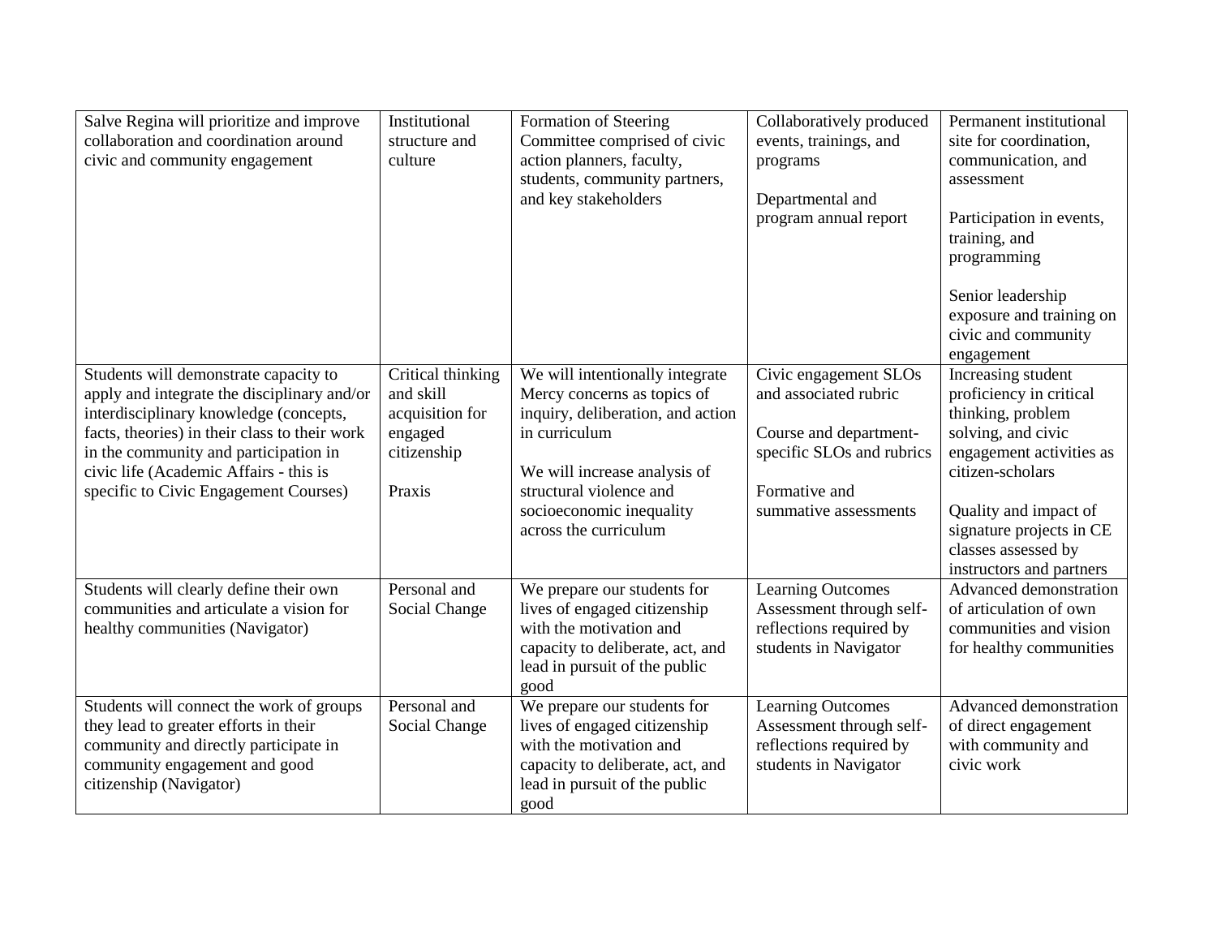| | | | | |
|---|---|---|---|---|
| Salve Regina will prioritize and improve collaboration and coordination around civic and community engagement | Institutional structure and culture | Formation of Steering Committee comprised of civic action planners, faculty, students, community partners, and key stakeholders | Collaboratively produced events, trainings, and programs<br><br>Departmental and program annual report | Permanent institutional site for coordination, communication, and assessment<br><br>Participation in events, training, and programming<br><br>Senior leadership exposure and training on civic and community engagement |
| Students will demonstrate capacity to apply and integrate the disciplinary and/or interdisciplinary knowledge (concepts, facts, theories) in their class to their work in the community and participation in civic life (Academic Affairs - this is specific to Civic Engagement Courses) | Critical thinking and skill acquisition for engaged citizenship<br><br>Praxis | We will intentionally integrate Mercy concerns as topics of inquiry, deliberation, and action in curriculum<br><br>We will increase analysis of structural violence and socioeconomic inequality across the curriculum | Civic engagement SLOs and associated rubric<br><br>Course and department-specific SLOs and rubrics<br><br>Formative and summative assessments | Increasing student proficiency in critical thinking, problem solving, and civic engagement activities as citizen-scholars<br><br>Quality and impact of signature projects in CE classes assessed by instructors and partners |
| Students will clearly define their own communities and articulate a vision for healthy communities (Navigator) | Personal and Social Change | We prepare our students for lives of engaged citizenship with the motivation and capacity to deliberate, act, and lead in pursuit of the public good | Learning Outcomes Assessment through self-reflections required by students in Navigator | Advanced demonstration of articulation of own communities and vision for healthy communities |
| Students will connect the work of groups they lead to greater efforts in their community and directly participate in community engagement and good citizenship (Navigator) | Personal and Social Change | We prepare our students for lives of engaged citizenship with the motivation and capacity to deliberate, act, and lead in pursuit of the public good | Learning Outcomes Assessment through self-reflections required by students in Navigator | Advanced demonstration of direct engagement with community and civic work |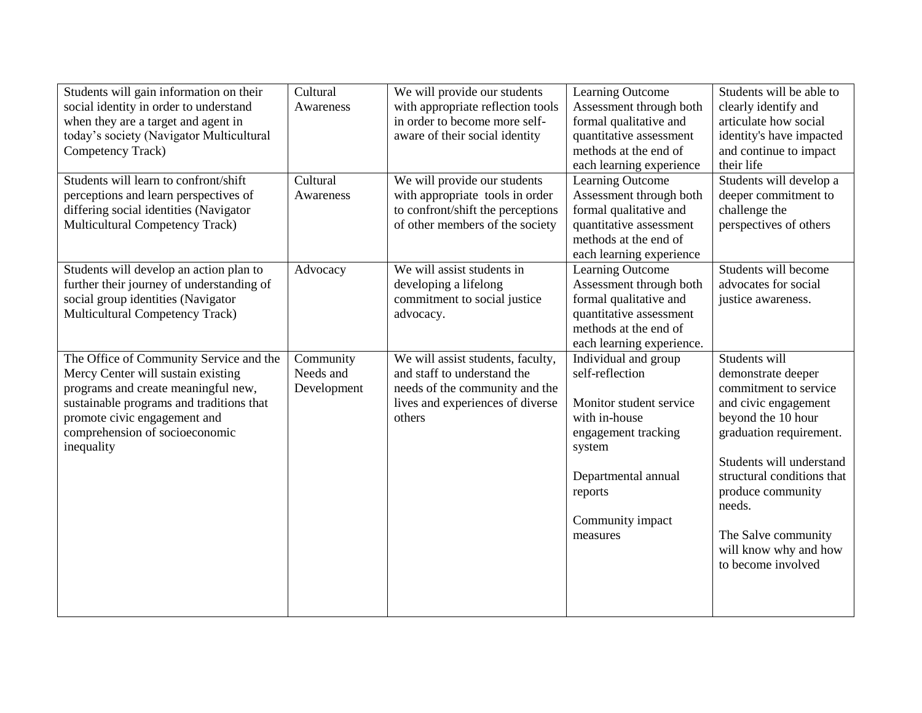| | | | | |
|---|---|---|---|---|
| Students will gain information on their social identity in order to understand when they are a target and agent in today's society (Navigator Multicultural Competency Track) | Cultural Awareness | We will provide our students with appropriate reflection tools in order to become more self-aware of their social identity | Learning Outcome Assessment through both formal qualitative and quantitative assessment methods at the end of each learning experience | Students will be able to clearly identify and articulate how social identity's have impacted and continue to impact their life |
| Students will learn to confront/shift perceptions and learn perspectives of differing social identities (Navigator Multicultural Competency Track) | Cultural Awareness | We will provide our students with appropriate tools in order to confront/shift the perceptions of other members of the society | Learning Outcome Assessment through both formal qualitative and quantitative assessment methods at the end of each learning experience | Students will develop a deeper commitment to challenge the perspectives of others |
| Students will develop an action plan to further their journey of understanding of social group identities (Navigator Multicultural Competency Track) | Advocacy | We will assist students in developing a lifelong commitment to social justice advocacy. | Learning Outcome Assessment through both formal qualitative and quantitative assessment methods at the end of each learning experience. | Students will become advocates for social justice awareness. |
| The Office of Community Service and the Mercy Center will sustain existing programs and create meaningful new, sustainable programs and traditions that promote civic engagement and comprehension of socioeconomic inequality | Community Needs and Development | We will assist students, faculty, and staff to understand the needs of the community and the lives and experiences of diverse others | Individual and group self-reflection<br><br>Monitor student service with in-house engagement tracking system<br><br>Departmental annual reports<br><br>Community impact measures | Students will demonstrate deeper commitment to service and civic engagement beyond the 10 hour graduation requirement.<br><br>Students will understand structural conditions that produce community needs.<br><br>The Salve community will know why and how to become involved |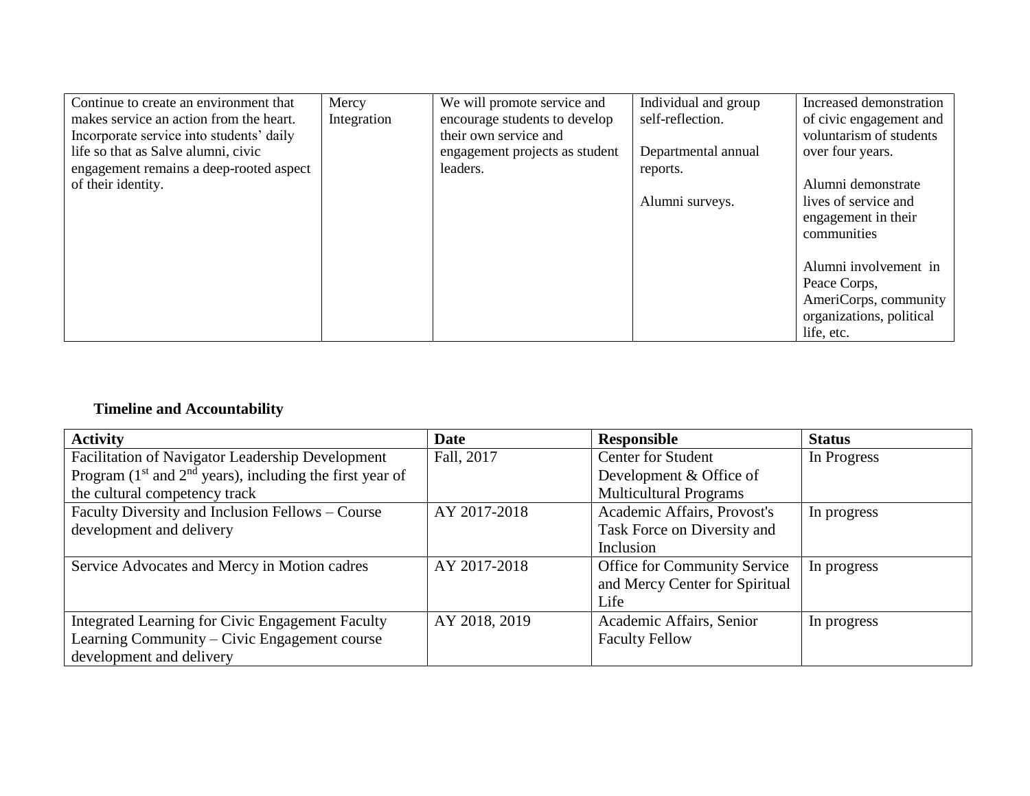| Continue to create an environment that makes service an action from the heart. Incorporate service into students' daily life so that as Salve alumni, civic engagement remains a deep-rooted aspect of their identity. | Mercy Integration | We will promote service and encourage students to develop their own service and engagement projects as student leaders. | Individual and group self-reflection.<br><br>Departmental annual reports.<br><br>Alumni surveys. | Increased demonstration of civic engagement and voluntarism of students over four years.<br><br>Alumni demonstrate lives of service and engagement in their communities<br><br>Alumni involvement in Peace Corps, AmeriCorps, community organizations, political life, etc. |
|---|---|---|---|---|

**Timeline and Accountability**

| **Activity** | **Date** | **Responsible** | **Status** |
|---|---|---|---|
| Facilitation of Navigator Leadership Development Program (1st and 2nd years), including the first year of the cultural competency track | Fall, 2017 | Center for Student Development & Office of Multicultural Programs | In Progress |
| Faculty Diversity and Inclusion Fellows – Course development and delivery | AY 2017-2018 | Academic Affairs, Provost's Task Force on Diversity and Inclusion | In progress |
| Service Advocates and Mercy in Motion cadres | AY 2017-2018 | Office for Community Service and Mercy Center for Spiritual Life | In progress |
| Integrated Learning for Civic Engagement Faculty Learning Community – Civic Engagement course development and delivery | AY 2018, 2019 | Academic Affairs, Senior Faculty Fellow | In progress |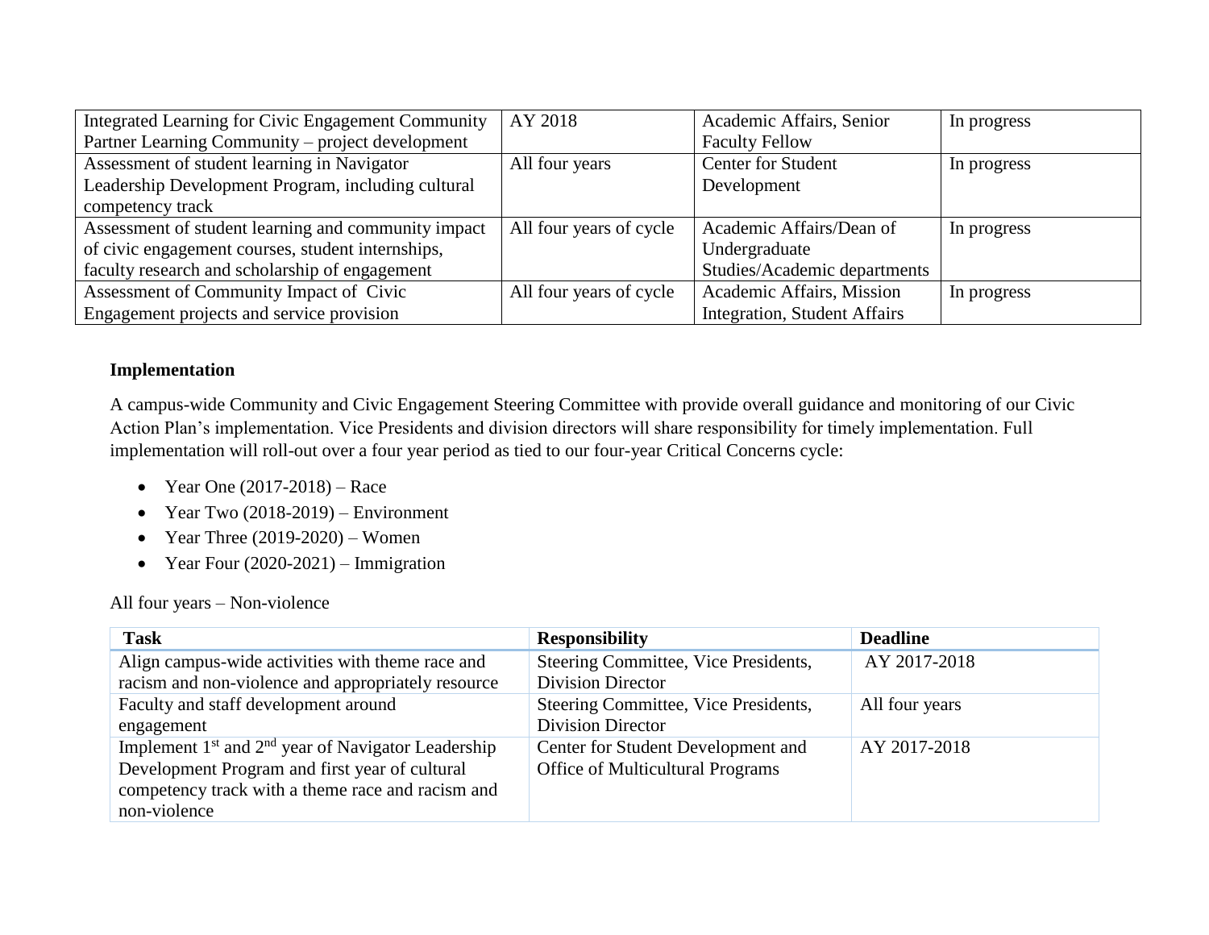| | | | |
|---|---|---|---|
| Integrated Learning for Civic Engagement Community Partner Learning Community – project development | AY 2018 | Academic Affairs, Senior Faculty Fellow | In progress |
| Assessment of student learning in Navigator Leadership Development Program, including cultural competency track | All four years | Center for Student Development | In progress |
| Assessment of student learning and community impact of civic engagement courses, student internships, faculty research and scholarship of engagement | All four years of cycle | Academic Affairs/Dean of Undergraduate Studies/Academic departments | In progress |
| Assessment of Community Impact of Civic Engagement projects and service provision | All four years of cycle | Academic Affairs, Mission Integration, Student Affairs | In progress |

**Implementation**

A campus-wide Community and Civic Engagement Steering Committee with provide overall guidance and monitoring of our Civic Action Plan's implementation. Vice Presidents and division directors will share responsibility for timely implementation. Full implementation will roll-out over a four year period as tied to our four-year Critical Concerns cycle:

- Year One (2017-2018) – Race
- Year Two (2018-2019) – Environment
- Year Three (2019-2020) – Women
- Year Four (2020-2021) – Immigration

All four years – Non-violence

| Task | Responsibility | Deadline |
|---|---|---|
| Align campus-wide activities with theme race and racism and non-violence and appropriately resource | Steering Committee, Vice Presidents, Division Director | AY 2017-2018 |
| Faculty and staff development around engagement | Steering Committee, Vice Presidents, Division Director | All four years |
| Implement 1st and 2nd year of Navigator Leadership Development Program and first year of cultural competency track with a theme race and racism and non-violence | Center for Student Development and Office of Multicultural Programs | AY 2017-2018 |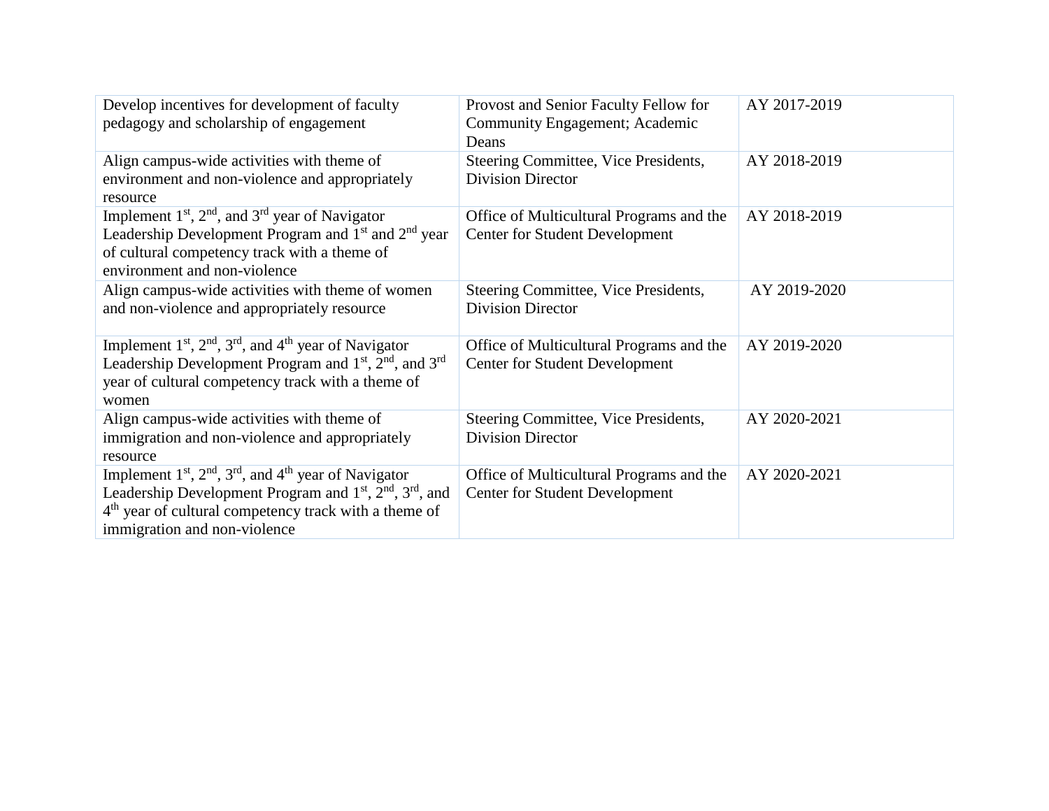| | | |
|---|---|---|
| Develop incentives for development of faculty pedagogy and scholarship of engagement | Provost and Senior Faculty Fellow for Community Engagement; Academic Deans | AY 2017-2019 |
| Align campus-wide activities with theme of environment and non-violence and appropriately resource | Steering Committee, Vice Presidents, Division Director | AY 2018-2019 |
| Implement 1st, 2nd, and 3rd year of Navigator Leadership Development Program and 1st and 2nd year of cultural competency track with a theme of environment and non-violence | Office of Multicultural Programs and the Center for Student Development | AY 2018-2019 |
| Align campus-wide activities with theme of women and non-violence and appropriately resource | Steering Committee, Vice Presidents, Division Director | AY 2019-2020 |
| Implement 1st, 2nd, 3rd, and 4th year of Navigator Leadership Development Program and 1st, 2nd, and 3rd year of cultural competency track with a theme of women | Office of Multicultural Programs and the Center for Student Development | AY 2019-2020 |
| Align campus-wide activities with theme of immigration and non-violence and appropriately resource | Steering Committee, Vice Presidents, Division Director | AY 2020-2021 |
| Implement 1st, 2nd, 3rd, and 4th year of Navigator Leadership Development Program and 1st, 2nd, 3rd, and 4th year of cultural competency track with a theme of immigration and non-violence | Office of Multicultural Programs and the Center for Student Development | AY 2020-2021 |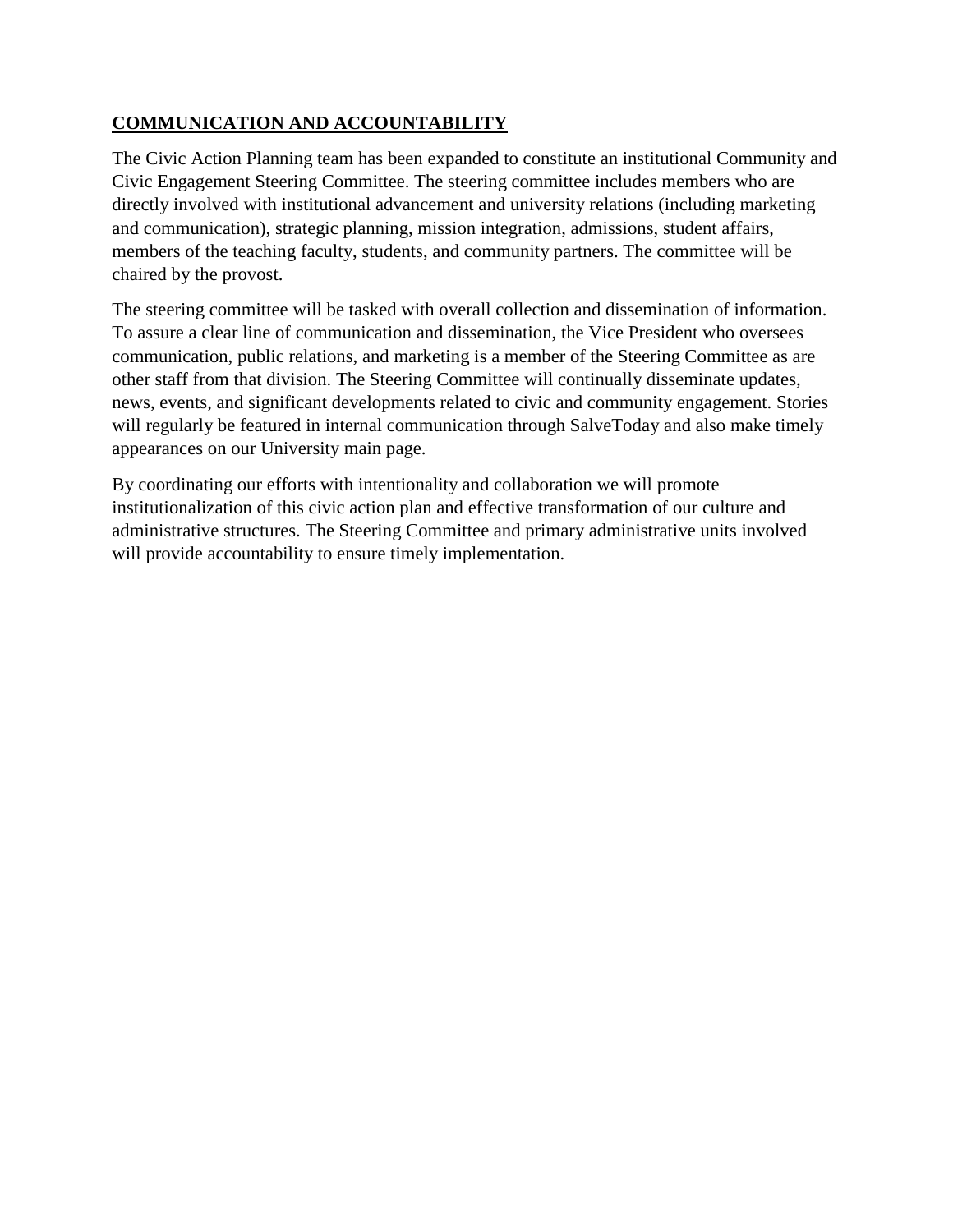## COMMUNICATION AND ACCOUNTABILITY

The Civic Action Planning team has been expanded to constitute an institutional Community and Civic Engagement Steering Committee. The steering committee includes members who are directly involved with institutional advancement and university relations (including marketing and communication), strategic planning, mission integration, admissions, student affairs, members of the teaching faculty, students, and community partners. The committee will be chaired by the provost.

The steering committee will be tasked with overall collection and dissemination of information. To assure a clear line of communication and dissemination, the Vice President who oversees communication, public relations, and marketing is a member of the Steering Committee as are other staff from that division. The Steering Committee will continually disseminate updates, news, events, and significant developments related to civic and community engagement. Stories will regularly be featured in internal communication through SalveToday and also make timely appearances on our University main page.

By coordinating our efforts with intentionality and collaboration we will promote institutionalization of this civic action plan and effective transformation of our culture and administrative structures. The Steering Committee and primary administrative units involved will provide accountability to ensure timely implementation.